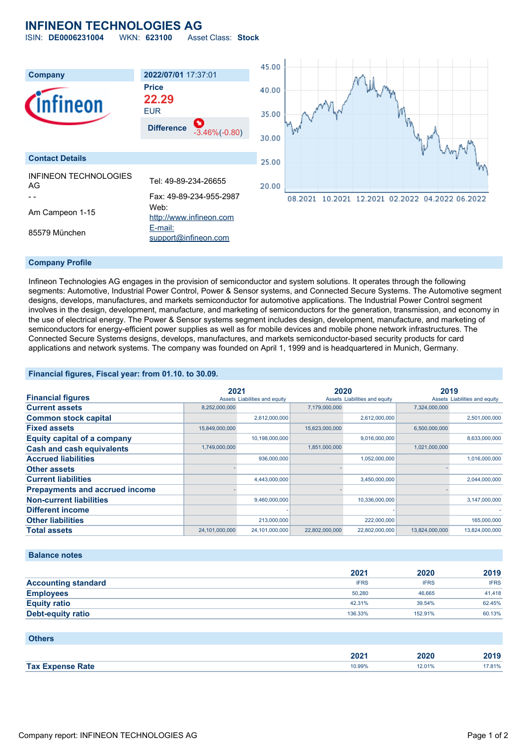# INFINEON TECHNOLOGIES AG

ISIN: **DE0006231004** WKN: **623100** Asset Class: **Stock**

| Company | |
|---|---|
| | **2022/07/01** 17:37:01 |
| | **Price** 22.29 EUR |
| | **Difference** -3.46%(-0.80) |

45.00
40.00
35.00
30.00
25.00
20.00
08.2021 10.2021 12.2021 02.2022 04.2022 06.2022

## Contact Details

INFINEON TECHNOLOGIES AG
- -
Am Campeon 1-15
85579 München

Tel: 49-89-234-26655
Fax: 49-89-234-955-2987
Web: http://www.infineon.com
E-mail: support@infineon.com

## Company Profile

Infineon Technologies AG engages in the provision of semiconductor and system solutions. It operates through the following segments: Automotive, Industrial Power Control, Power & Sensor systems, and Connected Secure Systems. The Automotive segment designs, develops, manufactures, and markets semiconductor for automotive applications. The Industrial Power Control segment involves in the design, development, manufacture, and marketing of semiconductors for the generation, transmission, and economy in the use of electrical energy. The Power & Sensor systems segment includes design, development, manufacture, and marketing of semiconductors for energy-efficient power supplies as well as for mobile devices and mobile phone network infrastructures. The Connected Secure Systems designs, develops, manufactures, and markets semiconductor-based security products for card applications and network systems. The company was founded on April 1, 1999 and is headquartered in Munich, Germany.

## Financial figures, Fiscal year: from 01.10. to 30.09.

| Financial figures | 2021 Assets | 2021 Liabilities and equity | 2020 Assets | 2020 Liabilities and equity | 2019 Assets | 2019 Liabilities and equity |
|---|---|---|---|---|---|---|
| **Current assets** | 8,252,000,000 | | 7,179,000,000 | | 7,324,000,000 | |
| **Common stock capital** | | 2,612,000,000 | | 2,612,000,000 | | 2,501,000,000 |
| **Fixed assets** | 15,849,000,000 | | 15,623,000,000 | | 6,500,000,000 | |
| **Equity capital of a company** | | 10,198,000,000 | | 9,016,000,000 | | 8,633,000,000 |
| **Cash and cash equivalents** | 1,749,000,000 | | 1,851,000,000 | | 1,021,000,000 | |
| **Accrued liabilities** | | 936,000,000 | | 1,052,000,000 | | 1,016,000,000 |
| **Other assets** | - | | - | | - | |
| **Current liabilities** | | 4,443,000,000 | | 3,450,000,000 | | 2,044,000,000 |
| **Prepayments and accrued income** | - | | - | | - | |
| **Non-current liabilities** | | 9,460,000,000 | | 10,336,000,000 | | 3,147,000,000 |
| **Different income** | | - | | - | | - |
| **Other liabilities** | | 213,000,000 | | 222,000,000 | | 165,000,000 |
| **Total assets** | 24,101,000,000 | 24,101,000,000 | 22,802,000,000 | 22,802,000,000 | 13,824,000,000 | 13,824,000,000 |

## Balance notes

| | 2021 | 2020 | 2019 |
|---|---|---|---|
| **Accounting standard** | IFRS | IFRS | IFRS |
| **Employees** | 50,280 | 46,665 | 41,418 |
| **Equity ratio** | 42.31% | 39.54% | 62.45% |
| **Debt-equity ratio** | 136.33% | 152.91% | 60.13% |

## Others

| | 2021 | 2020 | 2019 |
|---|---|---|---|
| **Tax Expense Rate** | 10.99% | 12.01% | 17.81% |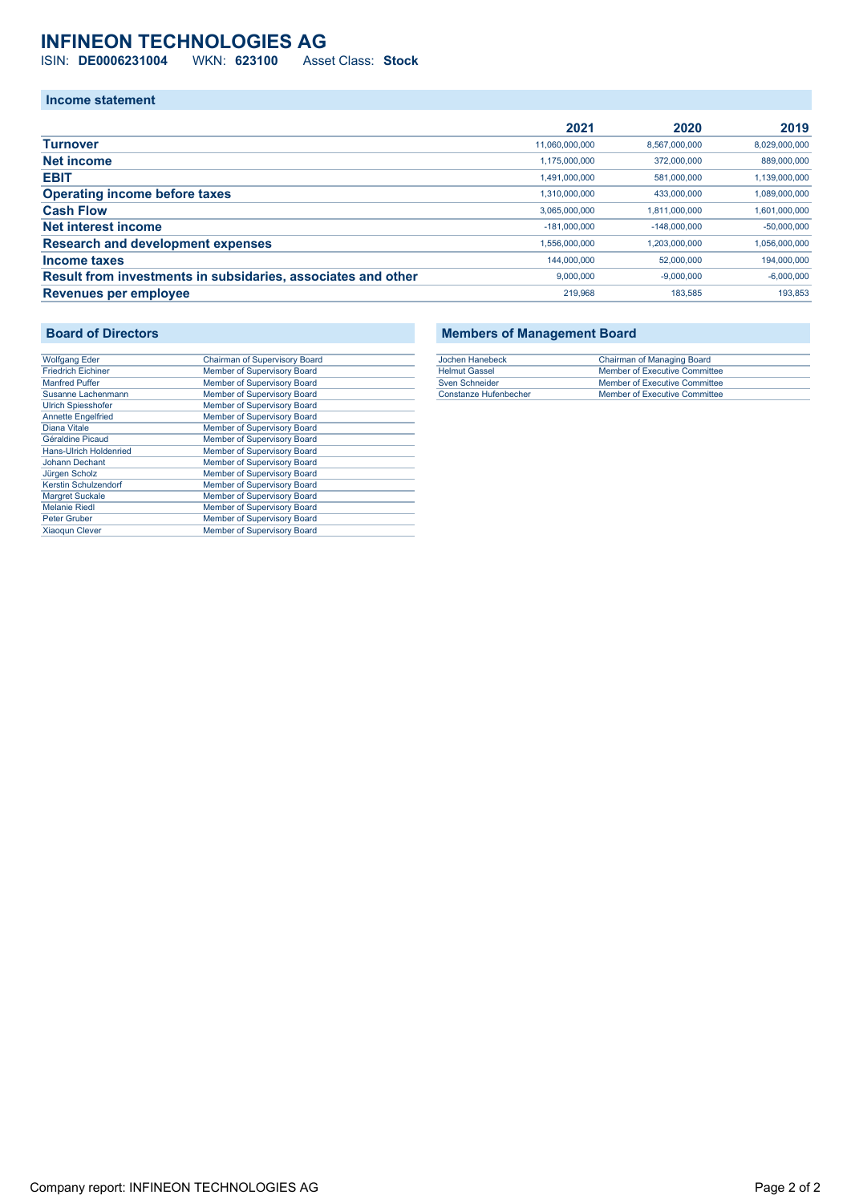# INFINEON TECHNOLOGIES AG

ISIN: **DE0006231004** WKN: **623100** Asset Class: **Stock**

## Income statement

| | 2021 | 2020 | 2019 |
|---|---|---|---|
| **Turnover** | 11,060,000,000 | 8,567,000,000 | 8,029,000,000 |
| **Net income** | 1,175,000,000 | 372,000,000 | 889,000,000 |
| **EBIT** | 1,491,000,000 | 581,000,000 | 1,139,000,000 |
| **Operating income before taxes** | 1,310,000,000 | 433,000,000 | 1,089,000,000 |
| **Cash Flow** | 3,065,000,000 | 1,811,000,000 | 1,601,000,000 |
| **Net interest income** | -181,000,000 | -148,000,000 | -50,000,000 |
| **Research and development expenses** | 1,556,000,000 | 1,203,000,000 | 1,056,000,000 |
| **Income taxes** | 144,000,000 | 52,000,000 | 194,000,000 |
| **Result from investments in subsidaries, associates and other** | 9,000,000 | -9,000,000 | -6,000,000 |
| **Revenues per employee** | 219,968 | 183,585 | 193,853 |

## Board of Directors

| | |
|---|---|
| Wolfgang Eder | Chairman of Supervisory Board |
| Friedrich Eichiner | Member of Supervisory Board |
| Manfred Puffer | Member of Supervisory Board |
| Susanne Lachenmann | Member of Supervisory Board |
| Ulrich Spiesshofer | Member of Supervisory Board |
| Annette Engelfried | Member of Supervisory Board |
| Diana Vitale | Member of Supervisory Board |
| Géraldine Picaud | Member of Supervisory Board |
| Hans-Ulrich Holdenried | Member of Supervisory Board |
| Johann Dechant | Member of Supervisory Board |
| Jürgen Scholz | Member of Supervisory Board |
| Kerstin Schulzendorf | Member of Supervisory Board |
| Margret Suckale | Member of Supervisory Board |
| Melanie Riedl | Member of Supervisory Board |
| Peter Gruber | Member of Supervisory Board |
| Xiaoqun Clever | Member of Supervisory Board |

## Members of Management Board

| | |
|---|---|
| Jochen Hanebeck | Chairman of Managing Board |
| Helmut Gassel | Member of Executive Committee |
| Sven Schneider | Member of Executive Committee |
| Constanze Hufenbecher | Member of Executive Committee |